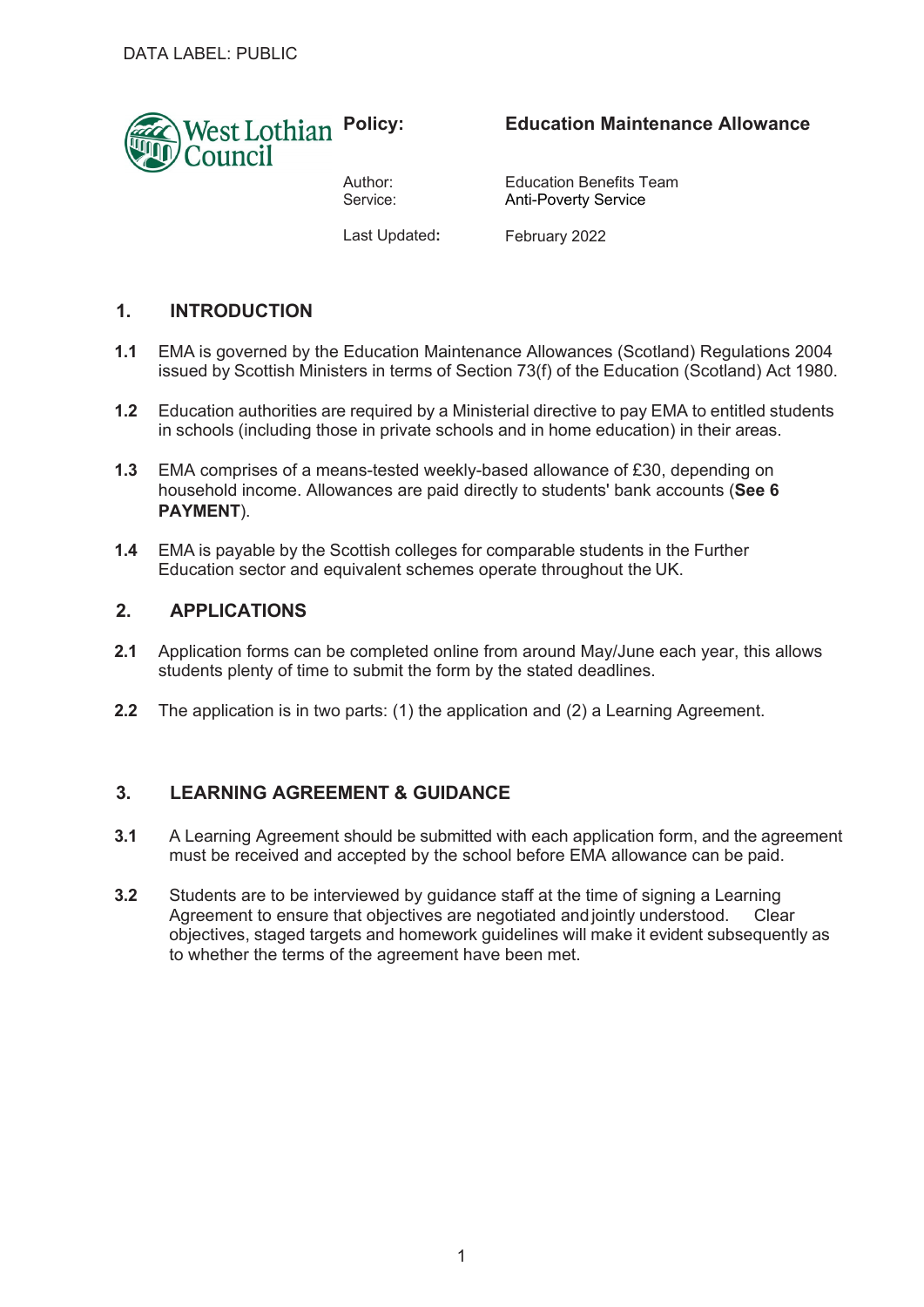DATA LABEL: PUBLIC

West Lothian Council

| | |
|---|---|
| **Policy:** | **Education Maintenance Allowance** |
| Author: | Education Benefits Team |
| Service: | Anti-Poverty Service |
| Last Updated**:** | February 2022 |

## 1. INTRODUCTION

**1.1** EMA is governed by the Education Maintenance Allowances (Scotland) Regulations 2004 issued by Scottish Ministers in terms of Section 73(f) of the Education (Scotland) Act 1980.

**1.2** Education authorities are required by a Ministerial directive to pay EMA to entitled students in schools (including those in private schools and in home education) in their areas.

**1.3** EMA comprises of a means-tested weekly-based allowance of £30, depending on household income. Allowances are paid directly to students' bank accounts (**See 6 PAYMENT**).

**1.4** EMA is payable by the Scottish colleges for comparable students in the Further Education sector and equivalent schemes operate throughout the UK.

## 2. APPLICATIONS

**2.1** Application forms can be completed online from around May/June each year, this allows students plenty of time to submit the form by the stated deadlines.

**2.2** The application is in two parts: (1) the application and (2) a Learning Agreement.

## 3. LEARNING AGREEMENT & GUIDANCE

**3.1** A Learning Agreement should be submitted with each application form, and the agreement must be received and accepted by the school before EMA allowance can be paid.

**3.2** Students are to be interviewed by guidance staff at the time of signing a Learning Agreement to ensure that objectives are negotiated and jointly understood. Clear objectives, staged targets and homework guidelines will make it evident subsequently as to whether the terms of the agreement have been met.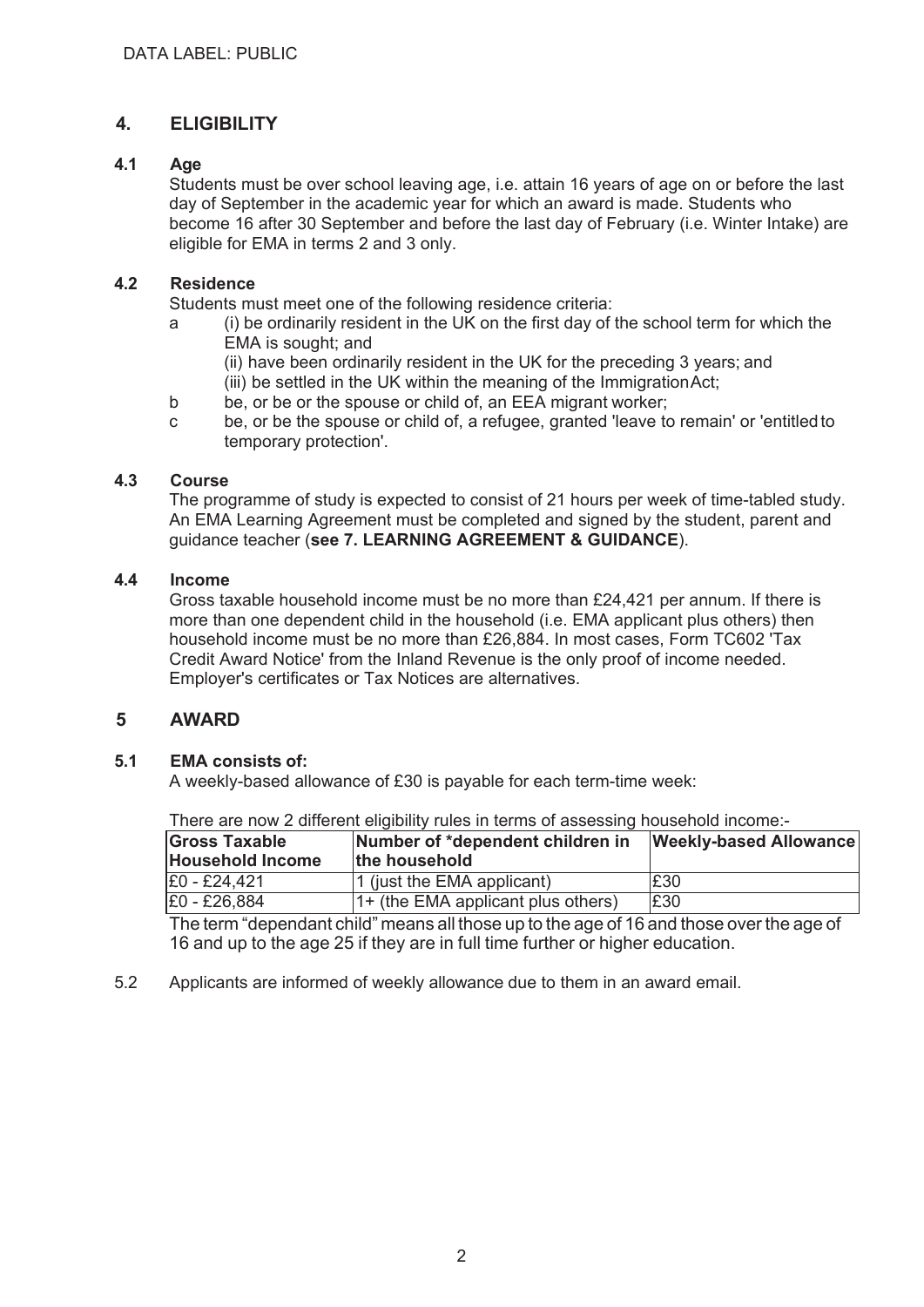DATA LABEL: PUBLIC

## 4. ELIGIBILITY

### 4.1 Age

Students must be over school leaving age, i.e. attain 16 years of age on or before the last day of September in the academic year for which an award is made. Students who become 16 after 30 September and before the last day of February (i.e. Winter Intake) are eligible for EMA in terms 2 and 3 only.

### 4.2 Residence

Students must meet one of the following residence criteria:

a (i) be ordinarily resident in the UK on the first day of the school term for which the EMA is sought; and
(ii) have been ordinarily resident in the UK for the preceding 3 years; and
(iii) be settled in the UK within the meaning of the Immigration Act;

b be, or be or the spouse or child of, an EEA migrant worker;

c be, or be the spouse or child of, a refugee, granted 'leave to remain' or 'entitled to temporary protection'.

### 4.3 Course

The programme of study is expected to consist of 21 hours per week of time-tabled study. An EMA Learning Agreement must be completed and signed by the student, parent and guidance teacher (**see 7. LEARNING AGREEMENT & GUIDANCE**).

### 4.4 Income

Gross taxable household income must be no more than £24,421 per annum. If there is more than one dependent child in the household (i.e. EMA applicant plus others) then household income must be no more than £26,884. In most cases, Form TC602 'Tax Credit Award Notice' from the Inland Revenue is the only proof of income needed. Employer's certificates or Tax Notices are alternatives.

## 5 AWARD

### 5.1 EMA consists of:

A weekly-based allowance of £30 is payable for each term-time week:

There are now 2 different eligibility rules in terms of assessing household income:-

| Gross Taxable Household Income | Number of *dependent children in the household | Weekly-based Allowance |
|---|---|---|
| £0 - £24,421 | 1 (just the EMA applicant) | £30 |
| £0 - £26,884 | 1+ (the EMA applicant plus others) | £30 |

The term "dependant child" means all those up to the age of 16 and those over the age of 16 and up to the age 25 if they are in full time further or higher education.

5.2 Applicants are informed of weekly allowance due to them in an award email.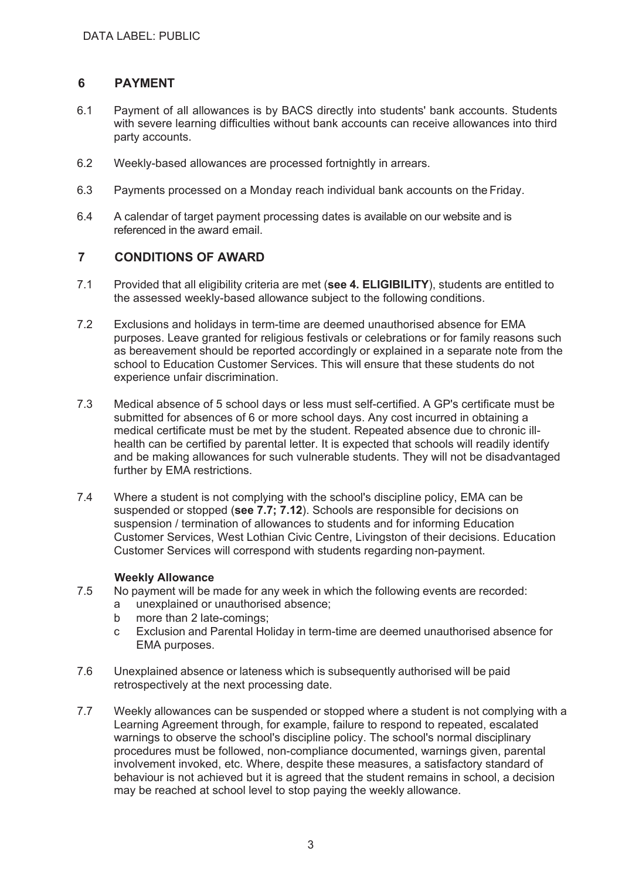## 6 PAYMENT

6.1 Payment of all allowances is by BACS directly into students' bank accounts. Students with severe learning difficulties without bank accounts can receive allowances into third party accounts.

6.2 Weekly-based allowances are processed fortnightly in arrears.

6.3 Payments processed on a Monday reach individual bank accounts on the Friday.

6.4 A calendar of target payment processing dates is available on our website and is referenced in the award email.

## 7 CONDITIONS OF AWARD

7.1 Provided that all eligibility criteria are met (**see 4. ELIGIBILITY**), students are entitled to the assessed weekly-based allowance subject to the following conditions.

7.2 Exclusions and holidays in term-time are deemed unauthorised absence for EMA purposes. Leave granted for religious festivals or celebrations or for family reasons such as bereavement should be reported accordingly or explained in a separate note from the school to Education Customer Services. This will ensure that these students do not experience unfair discrimination.

7.3 Medical absence of 5 school days or less must self-certified. A GP's certificate must be submitted for absences of 6 or more school days. Any cost incurred in obtaining a medical certificate must be met by the student. Repeated absence due to chronic ill-health can be certified by parental letter. It is expected that schools will readily identify and be making allowances for such vulnerable students. They will not be disadvantaged further by EMA restrictions.

7.4 Where a student is not complying with the school's discipline policy, EMA can be suspended or stopped (**see 7.7; 7.12**). Schools are responsible for decisions on suspension / termination of allowances to students and for informing Education Customer Services, West Lothian Civic Centre, Livingston of their decisions. Education Customer Services will correspond with students regarding non-payment.

**Weekly Allowance**

7.5 No payment will be made for any week in which the following events are recorded:

- a unexplained or unauthorised absence;
- b more than 2 late-comings;
- c Exclusion and Parental Holiday in term-time are deemed unauthorised absence for EMA purposes.

7.6 Unexplained absence or lateness which is subsequently authorised will be paid retrospectively at the next processing date.

7.7 Weekly allowances can be suspended or stopped where a student is not complying with a Learning Agreement through, for example, failure to respond to repeated, escalated warnings to observe the school's discipline policy. The school's normal disciplinary procedures must be followed, non-compliance documented, warnings given, parental involvement invoked, etc. Where, despite these measures, a satisfactory standard of behaviour is not achieved but it is agreed that the student remains in school, a decision may be reached at school level to stop paying the weekly allowance.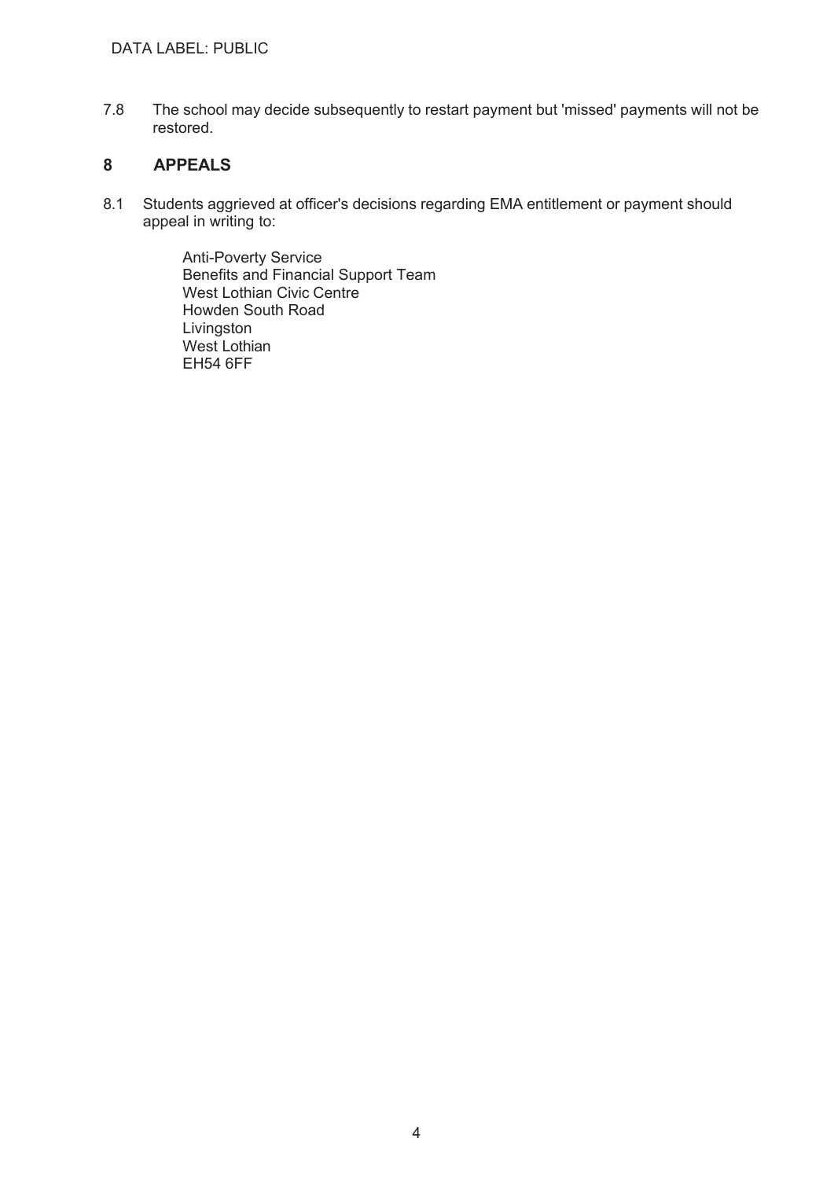7.8 The school may decide subsequently to restart payment but 'missed' payments will not be restored.

## 8 APPEALS

8.1 Students aggrieved at officer's decisions regarding EMA entitlement or payment should appeal in writing to:

Anti-Poverty Service
Benefits and Financial Support Team
West Lothian Civic Centre
Howden South Road
Livingston
West Lothian
EH54 6FF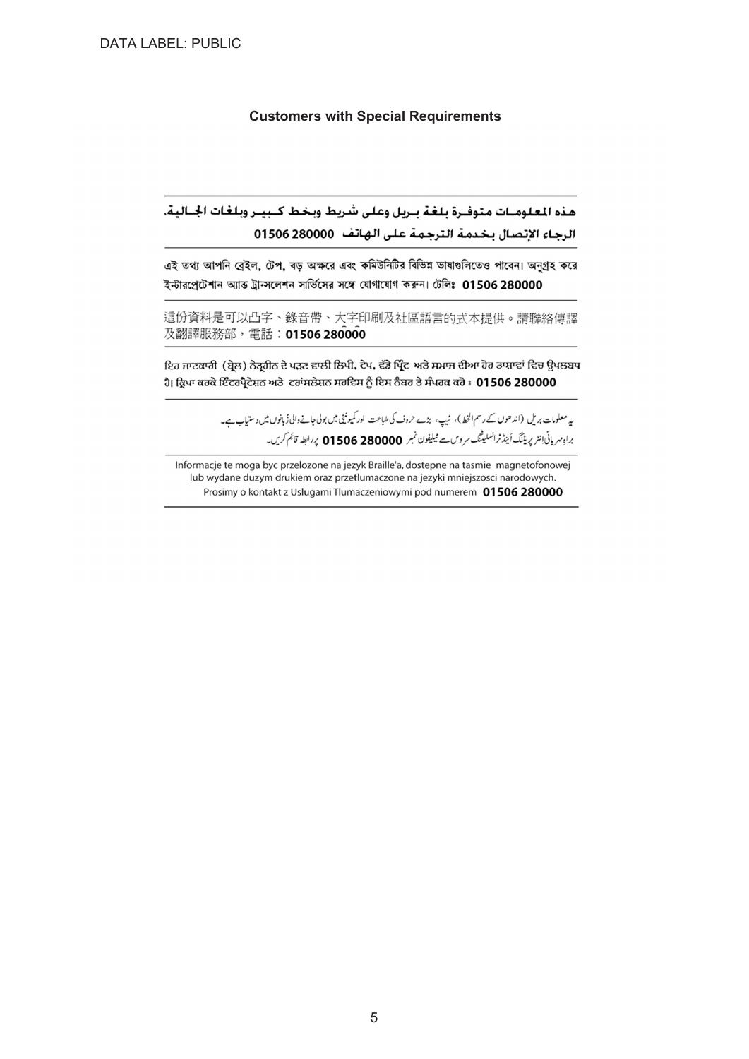DATA LABEL: PUBLIC

**Customers with Special Requirements**

هذه المعلومات متوفرة بلغة بريل وعلى شريط وبخط كبير وبلغات الجالية.
الرجاء الإتصال بخدمة الترجمة على الهاتف 01506 280000

এই তথ্য আপনি ব্রেইল, টেপ, বড় অক্ষরে এবং কমিউনিটির বিভিন্ন ভাষাগুলিতেও পাবেন। অনুগ্রহ করে ইন্টারপ্রেটেশান অ্যান্ড ট্রান্সলেশন সার্ভিসের সঙ্গে যোগাযোগ করুন। টেলিঃ **01506 280000**

這份資料是可以凸字、錄音帶、大字印刷及社區語言的式本提供。請聯絡傳譯及翻譯服務部，電話：**01506 280000**

ਇਹ ਜਾਣਕਾਰੀ (ਬ੍ਰੇਲ) ਨੇਤ੍ਰਹੀਨ ਦੇ ਪੜ੍ਹਣ ਵਾਲੀ ਲਿਪੀ, ਟੇਪ, ਵੱਡੇ ਪ੍ਰਿੰਟ ਅਤੇ ਸਮਾਜ ਦੀਆ ਹੋਰ ਭਾਸ਼ਾਵਾਂ ਵਿਚ ਉਪਲਬਧ ਹੈ। ਕ੍ਰਿਪਾ ਕਰਕੇ ਇੰਟਰਪ੍ਰੈਟੇਸ਼ਨ ਅਤੇ ਟਰਾਂਸਲੇਸ਼ਨ ਸਰਵਿਸ ਨੂੰ ਇਸ ਨੰਬਰ ਤੇ ਸੰਪਰਕ ਕਰੋ : **01506 280000**

یہ معلومات بریل (اندھوں کے رسم الخط)، ٹیپ، بڑے حروف کی طباعت اور کمیونٹی میں بولی جانے والی زبانوں میں دستیاب ہے۔
براہ مہربانی انٹرپریٹنگ اینڈ ٹرانسلیٹنگ سروس سے ٹیلیفون نمبر **01506 280000** پر رابطہ قائم کریں۔

Informacje te moga byc przelozone na jezyk Braille'a, dostepne na tasmie magnetofonowej lub wydane duzym drukiem oraz przetlumaczone na jezyki mniejszosci narodowych.
Prosimy o kontakt z Uslugami Tlumaczeniowymi pod numerem **01506 280000**